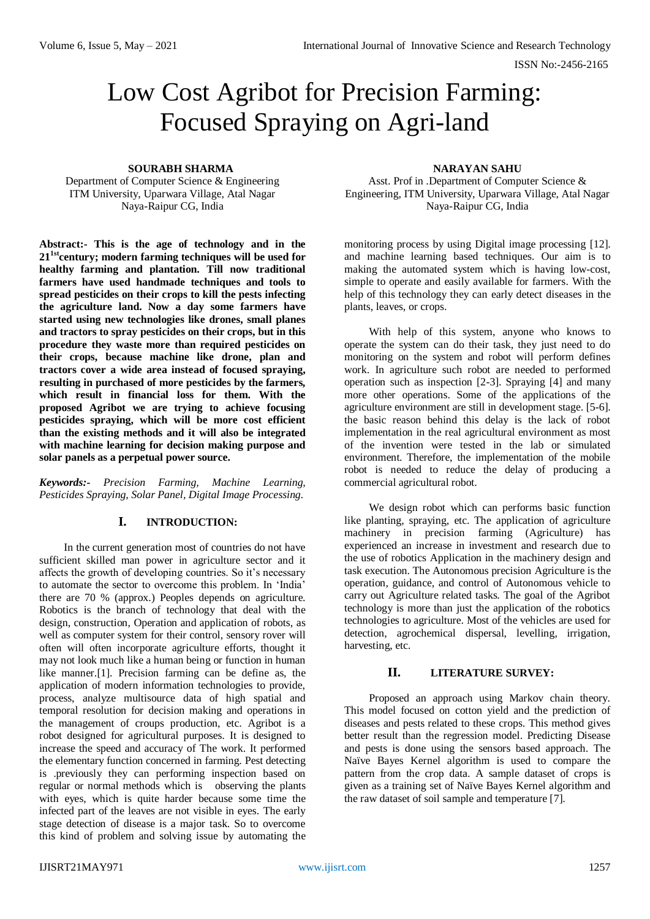# Low Cost Agribot for Precision Farming: Focused Spraying on Agri-land

**SOURABH SHARMA**
Department of Computer Science & Engineering
ITM University, Uparwara Village, Atal Nagar
Naya-Raipur CG, India

**NARAYAN SAHU**
Asst. Prof in .Department of Computer Science & Engineering, ITM University, Uparwara Village, Atal Nagar
Naya-Raipur CG, India

**Abstract:- This is the age of technology and in the 21[1st]century; modern farming techniques will be used for healthy farming and plantation. Till now traditional farmers have used handmade techniques and tools to spread pesticides on their crops to kill the pests infecting the agriculture land. Now a day some farmers have started using new technologies like drones, small planes and tractors to spray pesticides on their crops, but in this procedure they waste more than required pesticides on their crops, because machine like drone, plan and tractors cover a wide area instead of focused spraying, resulting in purchased of more pesticides by the farmers, which result in financial loss for them. With the proposed Agribot we are trying to achieve focusing pesticides spraying, which will be more cost efficient than the existing methods and it will also be integrated with machine learning for decision making purpose and solar panels as a perpetual power source.**

***Keywords:-*** *Precision Farming, Machine Learning, Pesticides Spraying, Solar Panel, Digital Image Processing.*

## I. INTRODUCTION:

In the current generation most of countries do not have sufficient skilled man power in agriculture sector and it affects the growth of developing countries. So it's necessary to automate the sector to overcome this problem. In 'India' there are 70 % (approx.) Peoples depends on agriculture. Robotics is the branch of technology that deal with the design, construction, Operation and application of robots, as well as computer system for their control, sensory rover will often will often incorporate agriculture efforts, thought it may not look much like a human being or function in human like manner.[1]. Precision farming can be define as, the application of modern information technologies to provide, process, analyze multisource data of high spatial and temporal resolution for decision making and operations in the management of croups production, etc. Agribot is a robot designed for agricultural purposes. It is designed to increase the speed and accuracy of The work. It performed the elementary function concerned in farming. Pest detecting is .previously they can performing inspection based on regular or normal methods which is observing the plants with eyes, which is quite harder because some time the infected part of the leaves are not visible in eyes. The early stage detection of disease is a major task. So to overcome this kind of problem and solving issue by automating the monitoring process by using Digital image processing [12]. and machine learning based techniques. Our aim is to making the automated system which is having low-cost, simple to operate and easily available for farmers. With the help of this technology they can early detect diseases in the plants, leaves, or crops.

With help of this system, anyone who knows to operate the system can do their task, they just need to do monitoring on the system and robot will perform defines work. In agriculture such robot are needed to performed operation such as inspection [2-3]. Spraying [4] and many more other operations. Some of the applications of the agriculture environment are still in development stage. [5-6]. the basic reason behind this delay is the lack of robot implementation in the real agricultural environment as most of the invention were tested in the lab or simulated environment. Therefore, the implementation of the mobile robot is needed to reduce the delay of producing a commercial agricultural robot.

We design robot which can performs basic function like planting, spraying, etc. The application of agriculture machinery in precision farming (Agriculture) has experienced an increase in investment and research due to the use of robotics Application in the machinery design and task execution. The Autonomous precision Agriculture is the operation, guidance, and control of Autonomous vehicle to carry out Agriculture related tasks. The goal of the Agribot technology is more than just the application of the robotics technologies to agriculture. Most of the vehicles are used for detection, agrochemical dispersal, levelling, irrigation, harvesting, etc.

## II. LITERATURE SURVEY:

Proposed an approach using Markov chain theory. This model focused on cotton yield and the prediction of diseases and pests related to these crops. This method gives better result than the regression model. Predicting Disease and pests is done using the sensors based approach. The Naïve Bayes Kernel algorithm is used to compare the pattern from the crop data. A sample dataset of crops is given as a training set of Naïve Bayes Kernel algorithm and the raw dataset of soil sample and temperature [7].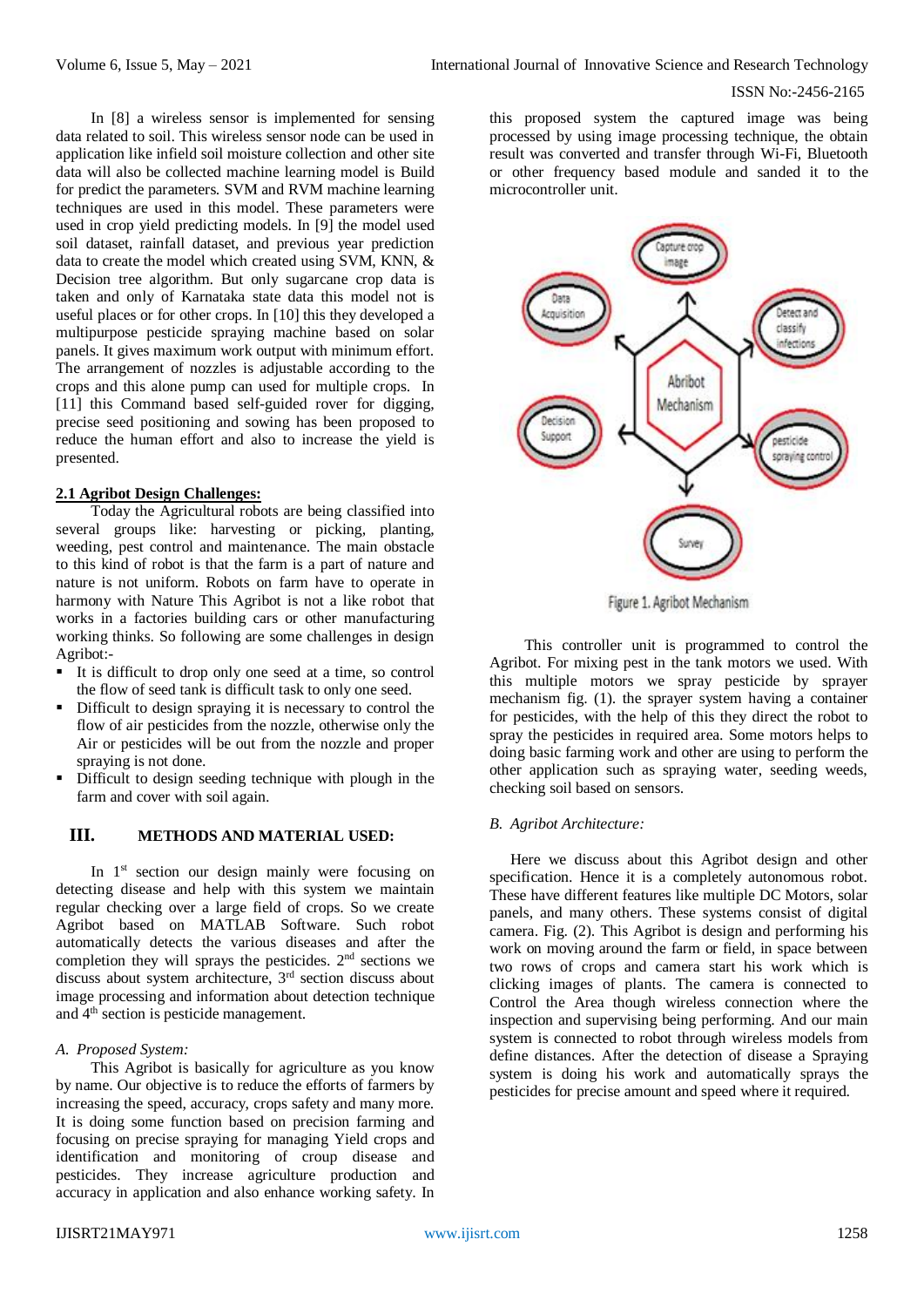In [8] a wireless sensor is implemented for sensing data related to soil. This wireless sensor node can be used in application like infield soil moisture collection and other site data will also be collected machine learning model is Build for predict the parameters. SVM and RVM machine learning techniques are used in this model. These parameters were used in crop yield predicting models. In [9] the model used soil dataset, rainfall dataset, and previous year prediction data to create the model which created using SVM, KNN, & Decision tree algorithm. But only sugarcane crop data is taken and only of Karnataka state data this model not is useful places or for other crops. In [10] this they developed a multipurpose pesticide spraying machine based on solar panels. It gives maximum work output with minimum effort. The arrangement of nozzles is adjustable according to the crops and this alone pump can used for multiple crops. In [11] this Command based self-guided rover for digging, precise seed positioning and sowing has been proposed to reduce the human effort and also to increase the yield is presented.

### 2.1 Agribot Design Challenges:

Today the Agricultural robots are being classified into several groups like: harvesting or picking, planting, weeding, pest control and maintenance. The main obstacle to this kind of robot is that the farm is a part of nature and nature is not uniform. Robots on farm have to operate in harmony with Nature This Agribot is not a like robot that works in a factories building cars or other manufacturing working thinks. So following are some challenges in design Agribot:-

- It is difficult to drop only one seed at a time, so control the flow of seed tank is difficult task to only one seed.
- Difficult to design spraying it is necessary to control the flow of air pesticides from the nozzle, otherwise only the Air or pesticides will be out from the nozzle and proper spraying is not done.
- Difficult to design seeding technique with plough in the farm and cover with soil again.

## III. METHODS AND MATERIAL USED:

In 1st section our design mainly were focusing on detecting disease and help with this system we maintain regular checking over a large field of crops. So we create Agribot based on MATLAB Software. Such robot automatically detects the various diseases and after the completion they will sprays the pesticides. 2nd sections we discuss about system architecture, 3rd section discuss about image processing and information about detection technique and 4th section is pesticide management.

### *A. Proposed System:*

This Agribot is basically for agriculture as you know by name. Our objective is to reduce the efforts of farmers by increasing the speed, accuracy, crops safety and many more. It is doing some function based on precision farming and focusing on precise spraying for managing Yield crops and identification and monitoring of croup disease and pesticides. They increase agriculture production and accuracy in application and also enhance working safety. In this proposed system the captured image was being processed by using image processing technique, the obtain result was converted and transfer through Wi-Fi, Bluetooth or other frequency based module and sanded it to the microcontroller unit.

Figure 1. Agribot Mechanism

This controller unit is programmed to control the Agribot. For mixing pest in the tank motors we used. With this multiple motors we spray pesticide by sprayer mechanism fig. (1). the sprayer system having a container for pesticides, with the help of this they direct the robot to spray the pesticides in required area. Some motors helps to doing basic farming work and other are using to perform the other application such as spraying water, seeding weeds, checking soil based on sensors.

### *B. Agribot Architecture:*

Here we discuss about this Agribot design and other specification. Hence it is a completely autonomous robot. These have different features like multiple DC Motors, solar panels, and many others. These systems consist of digital camera. Fig. (2). This Agribot is design and performing his work on moving around the farm or field, in space between two rows of crops and camera start his work which is clicking images of plants. The camera is connected to Control the Area though wireless connection where the inspection and supervising being performing. And our main system is connected to robot through wireless models from define distances. After the detection of disease a Spraying system is doing his work and automatically sprays the pesticides for precise amount and speed where it required.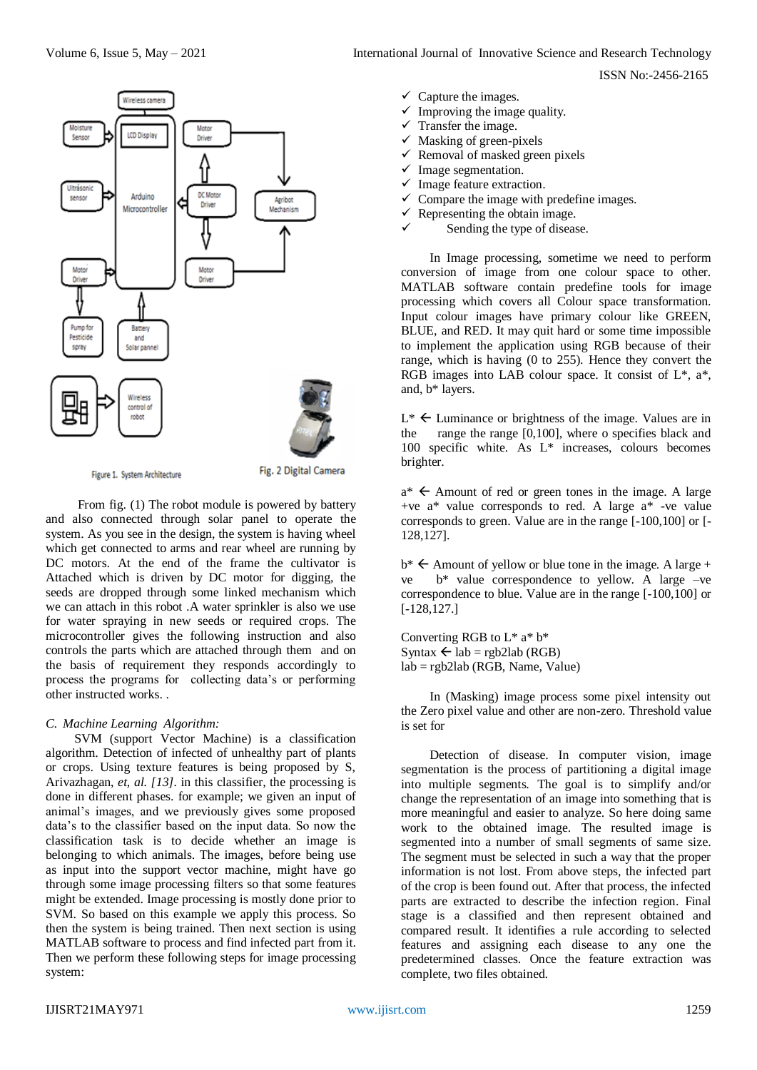Figure 1. System Architecture

Fig. 2 Digital Camera

From fig. (1) The robot module is powered by battery and also connected through solar panel to operate the system. As you see in the design, the system is having wheel which get connected to arms and rear wheel are running by DC motors. At the end of the frame the cultivator is Attached which is driven by DC motor for digging, the seeds are dropped through some linked mechanism which we can attach in this robot .A water sprinkler is also we use for water spraying in new seeds or required crops. The microcontroller gives the following instruction and also controls the parts which are attached through them and on the basis of requirement they responds accordingly to process the programs for collecting data's or performing other instructed works. .

### *C. Machine Learning Algorithm:*

SVM (support Vector Machine) is a classification algorithm. Detection of infected of unhealthy part of plants or crops. Using texture features is being proposed by S, Arivazhagan, *et, al. [13]*. in this classifier, the processing is done in different phases. for example; we given an input of animal's images, and we previously gives some proposed data's to the classifier based on the input data. So now the classification task is to decide whether an image is belonging to which animals. The images, before being use as input into the support vector machine, might have go through some image processing filters so that some features might be extended. Image processing is mostly done prior to SVM. So based on this example we apply this process. So then the system is being trained. Then next section is using MATLAB software to process and find infected part from it. Then we perform these following steps for image processing system:

- ✓ Capture the images.
- ✓ Improving the image quality.
- ✓ Transfer the image.
- ✓ Masking of green-pixels
- ✓ Removal of masked green pixels
- ✓ Image segmentation.
- ✓ Image feature extraction.
- ✓ Compare the image with predefine images.
- ✓ Representing the obtain image.
- ✓ Sending the type of disease.

In Image processing, sometime we need to perform conversion of image from one colour space to other. MATLAB software contain predefine tools for image processing which covers all Colour space transformation. Input colour images have primary colour like GREEN, BLUE, and RED. It may quit hard or some time impossible to implement the application using RGB because of their range, which is having (0 to 255). Hence they convert the RGB images into LAB colour space. It consist of L*, a*, and, b* layers.

L* ← Luminance or brightness of the image. Values are in the range the range [0,100], where o specifies black and 100 specific white. As L* increases, colours becomes brighter.

a* ← Amount of red or green tones in the image. A large +ve a* value corresponds to red. A large a* -ve value corresponds to green. Value are in the range [-100,100] or [-128,127].

b* ← Amount of yellow or blue tone in the image. A large +ve b* value correspondence to yellow. A large –ve correspondence to blue. Value are in the range [-100,100] or [-128,127.]

Converting RGB to L* a* b*
Syntax ← lab = rgb2lab (RGB)
lab = rgb2lab (RGB, Name, Value)

In (Masking) image process some pixel intensity out the Zero pixel value and other are non-zero. Threshold value is set for

Detection of disease. In computer vision, image segmentation is the process of partitioning a digital image into multiple segments. The goal is to simplify and/or change the representation of an image into something that is more meaningful and easier to analyze. So here doing same work to the obtained image. The resulted image is segmented into a number of small segments of same size. The segment must be selected in such a way that the proper information is not lost. From above steps, the infected part of the crop is been found out. After that process, the infected parts are extracted to describe the infection region. Final stage is a classified and then represent obtained and compared result. It identifies a rule according to selected features and assigning each disease to any one the predetermined classes. Once the feature extraction was complete, two files obtained.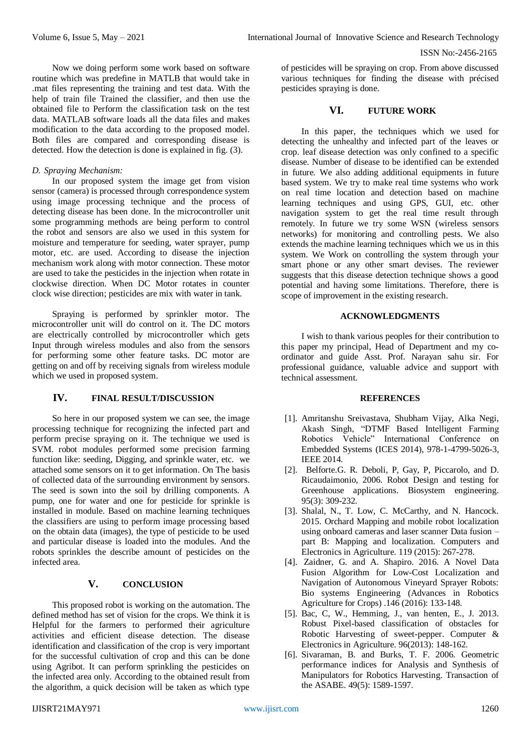Now we doing perform some work based on software routine which was predefine in MATLB that would take in .mat files representing the training and test data. With the help of train file Trained the classifier, and then use the obtained file to Perform the classification task on the test data. MATLAB software loads all the data files and makes modification to the data according to the proposed model. Both files are compared and corresponding disease is detected. How the detection is done is explained in fig. (3).

### *D. Spraying Mechanism:*

In our proposed system the image get from vision sensor (camera) is processed through correspondence system using image processing technique and the process of detecting disease has been done. In the microcontroller unit some programming methods are being perform to control the robot and sensors are also we used in this system for moisture and temperature for seeding, water sprayer, pump motor, etc. are used. According to disease the injection mechanism work along with motor connection. These motor are used to take the pesticides in the injection when rotate in clockwise direction. When DC Motor rotates in counter clock wise direction; pesticides are mix with water in tank.

Spraying is performed by sprinkler motor. The microcontroller unit will do control on it. The DC motors are electrically controlled by microcontroller which gets Input through wireless modules and also from the sensors for performing some other feature tasks. DC motor are getting on and off by receiving signals from wireless module which we used in proposed system.

## IV. FINAL RESULT/DISCUSSION

So here in our proposed system we can see, the image processing technique for recognizing the infected part and perform precise spraying on it. The technique we used is SVM. robot modules performed some precision farming function like: seeding, Digging, and sprinkle water, etc. we attached some sensors on it to get information. On The basis of collected data of the surrounding environment by sensors. The seed is sown into the soil by drilling components. A pump, one for water and one for pesticide for sprinkle is installed in module. Based on machine learning techniques the classifiers are using to perform image processing based on the obtain data (images), the type of pesticide to be used and particular disease is loaded into the modules. And the robots sprinkles the describe amount of pesticides on the infected area.

## V. CONCLUSION

This proposed robot is working on the automation. The defined method has set of vision for the crops. We think it is Helpful for the farmers to performed their agriculture activities and efficient disease detection. The disease identification and classification of the crop is very important for the successful cultivation of crop and this can be done using Agribot. It can perform sprinkling the pesticides on the infected area only. According to the obtained result from the algorithm, a quick decision will be taken as which type of pesticides will be spraying on crop. From above discussed various techniques for finding the disease with précised pesticides spraying is done.

## VI. FUTURE WORK

In this paper, the techniques which we used for detecting the unhealthy and infected part of the leaves or crop. leaf disease detection was only confined to a specific disease. Number of disease to be identified can be extended in future. We also adding additional equipments in future based system. We try to make real time systems who work on real time location and detection based on machine learning techniques and using GPS, GUI, etc. other navigation system to get the real time result through remotely. In future we try some WSN (wireless sensors networks) for monitoring and controlling pests. We also extends the machine learning techniques which we us in this system. We Work on controlling the system through your smart phone or any other smart devises. The reviewer suggests that this disease detection technique shows a good potential and having some limitations. Therefore, there is scope of improvement in the existing research.

## ACKNOWLEDGMENTS

I wish to thank various peoples for their contribution to this paper my principal, Head of Department and my co-ordinator and guide Asst. Prof. Narayan sahu sir. For professional guidance, valuable advice and support with technical assessment.

## REFERENCES

[1]. Amritanshu Sreivastava, Shubham Vijay, Alka Negi, Akash Singh, "DTMF Based Intelligent Farming Robotics Vehicle" International Conference on Embedded Systems (ICES 2014), 978-1-4799-5026-3, IEEE 2014.

[2]. Belforte.G. R. Deboli, P, Gay, P, Piccarolo, and D. Ricaudaimonio, 2006. Robot Design and testing for Greenhouse applications. Biosystem engineering. 95(3): 309-232.

[3]. Shalal, N., T. Low, C. McCarthy, and N. Hancock. 2015. Orchard Mapping and mobile robot localization using onboard cameras and laser scanner Data fusion – part B: Mapping and localization. Computers and Electronics in Agriculture. 119 (2015): 267-278.

[4]. Zaidner, G. and A. Shapiro. 2016. A Novel Data Fusion Algorithm for Low-Cost Localization and Navigation of Autonomous Vineyard Sprayer Robots: Bio systems Engineering (Advances in Robotics Agriculture for Crops) .146 (2016): 133-148.

[5]. Bac, C, W., Hemming, J., van henten, E., J. 2013. Robust Pixel-based classification of obstacles for Robotic Harvesting of sweet-pepper. Computer & Electronics in Agriculture. 96(2013): 148-162.

[6]. Sivaraman, B. and Burks, T. F. 2006. Geometric performance indices for Analysis and Synthesis of Manipulators for Robotics Harvesting. Transaction of the ASABE. 49(5): 1589-1597.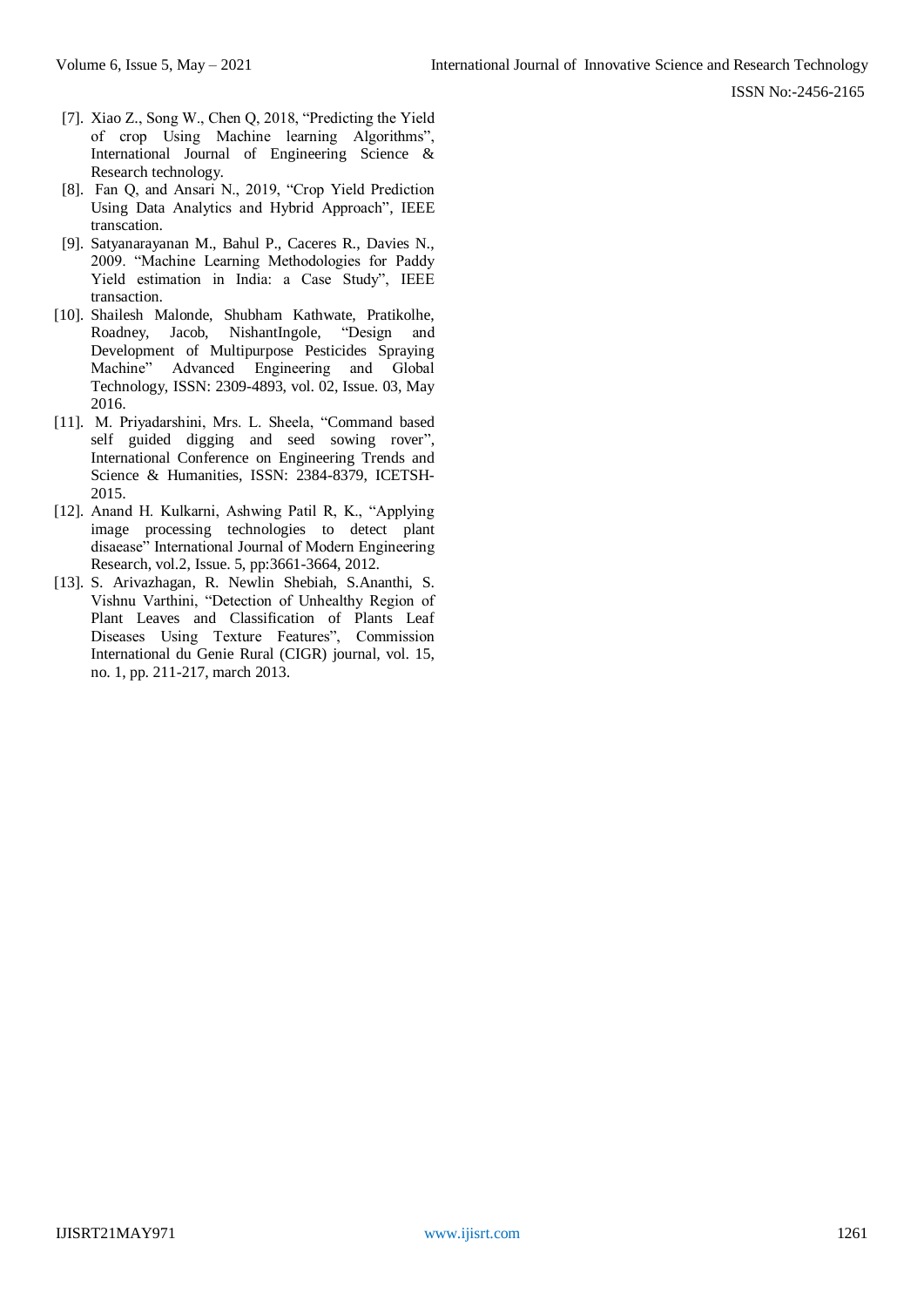[7]. Xiao Z., Song W., Chen Q, 2018, "Predicting the Yield of crop Using Machine learning Algorithms", International Journal of Engineering Science & Research technology.

[8]. Fan Q, and Ansari N., 2019, "Crop Yield Prediction Using Data Analytics and Hybrid Approach", IEEE transcation.

[9]. Satyanarayanan M., Bahul P., Caceres R., Davies N., 2009. "Machine Learning Methodologies for Paddy Yield estimation in India: a Case Study", IEEE transaction.

[10]. Shailesh Malonde, Shubham Kathwate, Pratikolhe, Roadney, Jacob, NishantIngole, "Design and Development of Multipurpose Pesticides Spraying Machine" Advanced Engineering and Global Technology, ISSN: 2309-4893, vol. 02, Issue. 03, May 2016.

[11]. M. Priyadarshini, Mrs. L. Sheela, "Command based self guided digging and seed sowing rover", International Conference on Engineering Trends and Science & Humanities, ISSN: 2384-8379, ICETSH-2015.

[12]. Anand H. Kulkarni, Ashwing Patil R, K., "Applying image processing technologies to detect plant disaease" International Journal of Modern Engineering Research, vol.2, Issue. 5, pp:3661-3664, 2012.

[13]. S. Arivazhagan, R. Newlin Shebiah, S.Ananthi, S. Vishnu Varthini, "Detection of Unhealthy Region of Plant Leaves and Classification of Plants Leaf Diseases Using Texture Features", Commission International du Genie Rural (CIGR) journal, vol. 15, no. 1, pp. 211-217, march 2013.